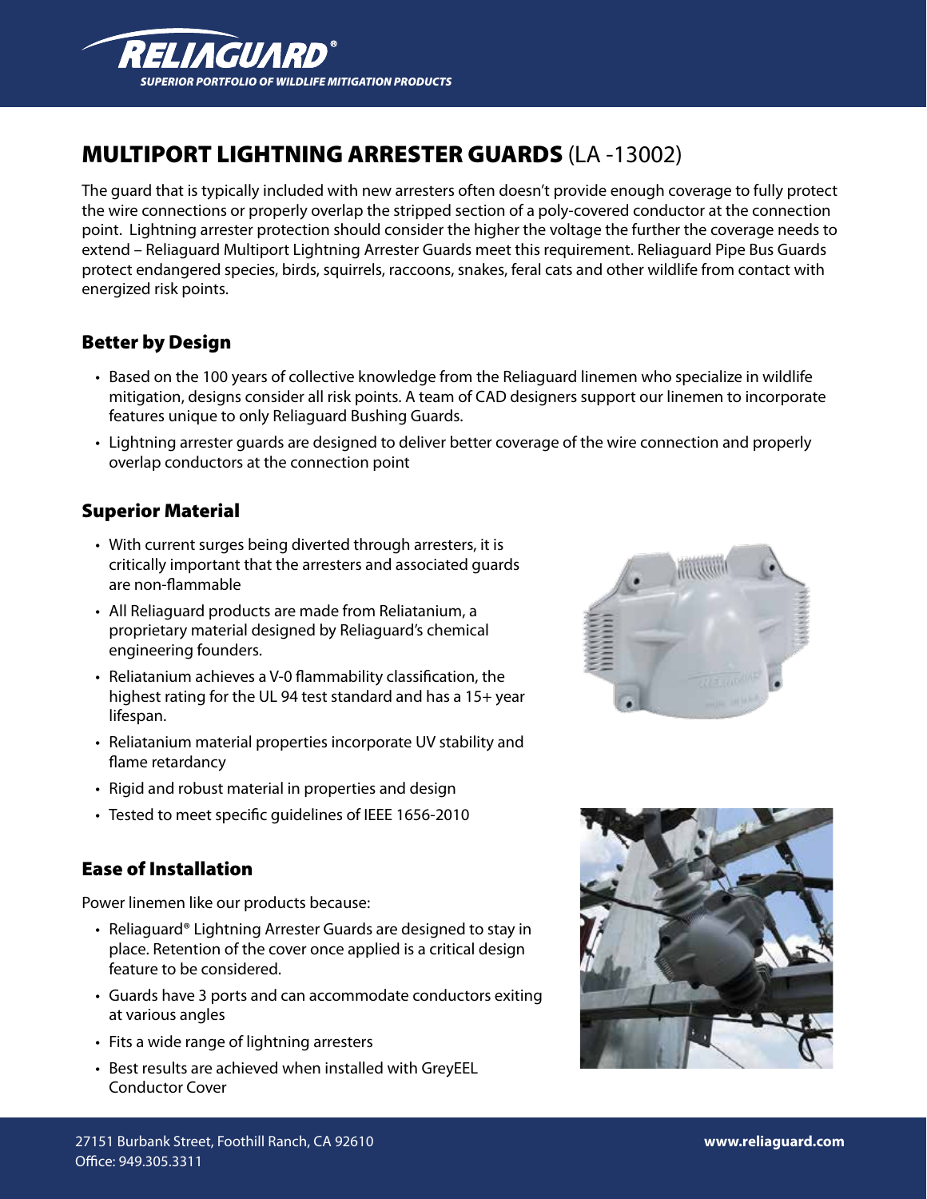# MULTIPORT LIGHTNING ARRESTER GUARDS (LA -13002)

The guard that is typically included with new arresters often doesn't provide enough coverage to fully protect the wire connections or properly overlap the stripped section of a poly-covered conductor at the connection point. Lightning arrester protection should consider the higher the voltage the further the coverage needs to extend – Reliaguard Multiport Lightning Arrester Guards meet this requirement. Reliaguard Pipe Bus Guards protect endangered species, birds, squirrels, raccoons, snakes, feral cats and other wildlife from contact with energized risk points.

## Better by Design

- Based on the 100 years of collective knowledge from the Reliaguard linemen who specialize in wildlife mitigation, designs consider all risk points. A team of CAD designers support our linemen to incorporate features unique to only Reliaguard Bushing Guards.
- Lightning arrester guards are designed to deliver better coverage of the wire connection and properly overlap conductors at the connection point

## Superior Material

- With current surges being diverted through arresters, it is critically important that the arresters and associated guards are non-flammable
- All Reliaguard products are made from Reliatanium, a proprietary material designed by Reliaguard's chemical engineering founders.
- Reliatanium achieves a V-0 flammability classification, the highest rating for the UL 94 test standard and has a 15+ year lifespan.
- Reliatanium material properties incorporate UV stability and flame retardancy
- Rigid and robust material in properties and design
- Tested to meet specific guidelines of IEEE 1656-2010

## Ease of Installation

Power linemen like our products because:

- Reliaguard® Lightning Arrester Guards are designed to stay in place. Retention of the cover once applied is a critical design feature to be considered.
- Guards have 3 ports and can accommodate conductors exiting at various angles
- Fits a wide range of lightning arresters
- Best results are achieved when installed with GreyEEL Conductor Cover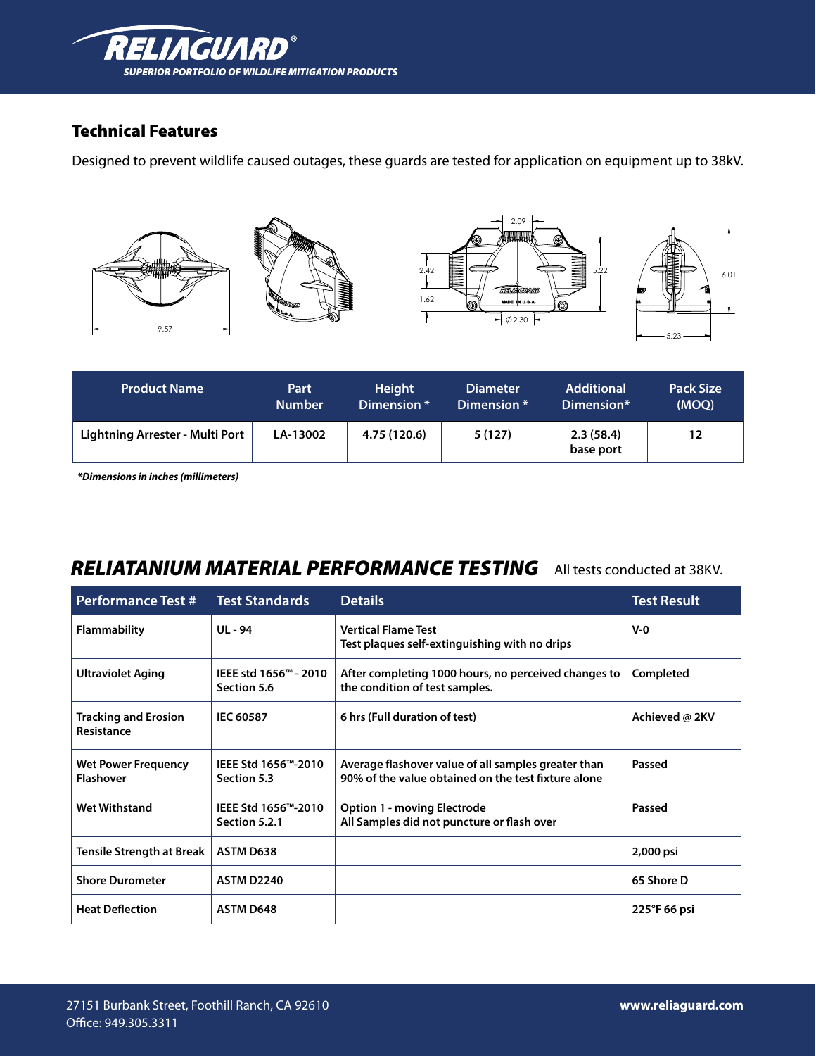## Technical Features

Designed to prevent wildlife caused outages, these guards are tested for application on equipment up to 38kV.

9.57

2.09

2.42

1.62

5.22

∅2.30

6.01

5.23

| Product Name | Part Number | Height Dimension * | Diameter Dimension * | Additional Dimension* | Pack Size (MOQ) |
|---|---|---|---|---|---|
| Lightning Arrester - Multi Port | LA-13002 | 4.75 (120.6) | 5 (127) | 2.3 (58.4) base port | 12 |

***Dimensions in inches (millimeters)***

## *RELIATANIUM MATERIAL PERFORMANCE TESTING*

All tests conducted at 38KV.

| Performance Test # | Test Standards | Details | Test Result |
|---|---|---|---|
| **Flammability** | **UL - 94** | **Vertical Flame Test**<br>**Test plaques self-extinguishing with no drips** | **V-0** |
| **Ultraviolet Aging** | **IEEE std 1656™ - 2010 Section 5.6** | **After completing 1000 hours, no perceived changes to the condition of test samples.** | **Completed** |
| **Tracking and Erosion Resistance** | **IEC 60587** | **6 hrs (Full duration of test)** | **Achieved @ 2KV** |
| **Wet Power Frequency Flashover** | **IEEE Std 1656™-2010 Section 5.3** | **Average flashover value of all samples greater than 90% of the value obtained on the test fixture alone** | **Passed** |
| **Wet Withstand** | **IEEE Std 1656™-2010 Section 5.2.1** | **Option 1 - moving Electrode**<br>**All Samples did not puncture or flash over** | **Passed** |
| **Tensile Strength at Break** | **ASTM D638** | | **2,000 psi** |
| **Shore Durometer** | **ASTM D2240** | | **65 Shore D** |
| **Heat Deflection** | **ASTM D648** | | **225°F 66 psi** |